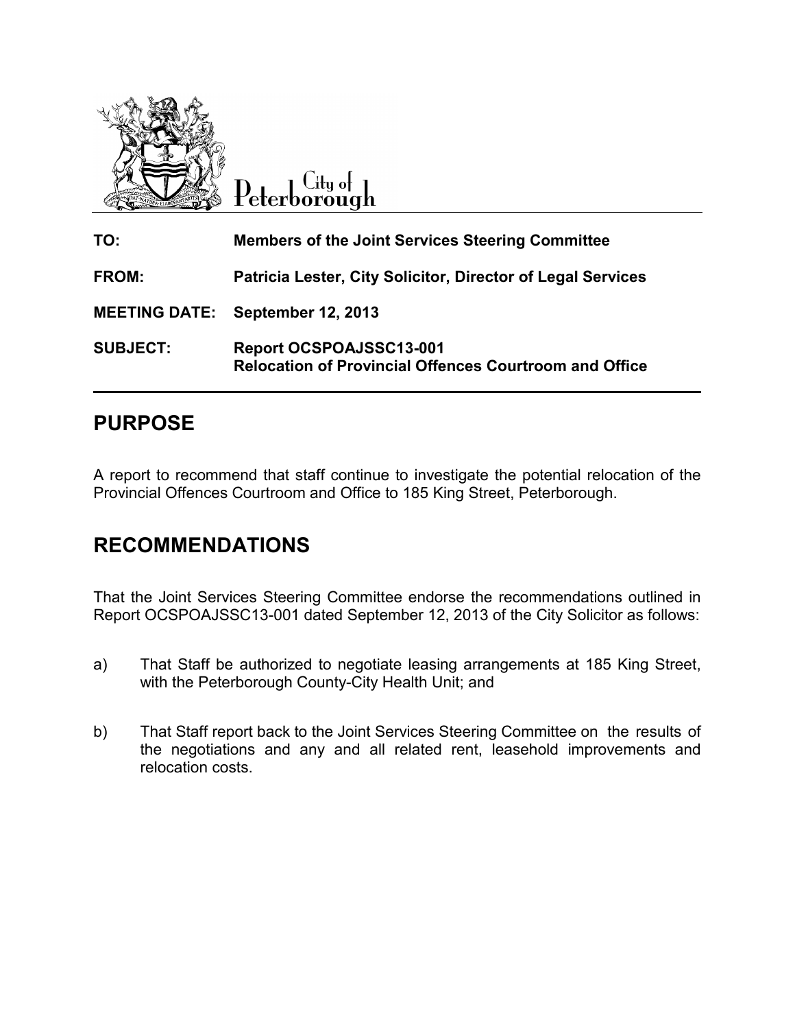City of Peterborough

| | |
|---|---|
| **TO:** | **Members of the Joint Services Steering Committee** |
| **FROM:** | **Patricia Lester, City Solicitor, Director of Legal Services** |
| **MEETING DATE:** | **September 12, 2013** |
| **SUBJECT:** | **Report OCSPOAJSSC13-001**<br>**Relocation of Provincial Offences Courtroom and Office** |

## PURPOSE

A report to recommend that staff continue to investigate the potential relocation of the Provincial Offences Courtroom and Office to 185 King Street, Peterborough.

## RECOMMENDATIONS

That the Joint Services Steering Committee endorse the recommendations outlined in Report OCSPOAJSSC13-001 dated September 12, 2013 of the City Solicitor as follows:

a) That Staff be authorized to negotiate leasing arrangements at 185 King Street, with the Peterborough County-City Health Unit; and

b) That Staff report back to the Joint Services Steering Committee on the results of the negotiations and any and all related rent, leasehold improvements and relocation costs.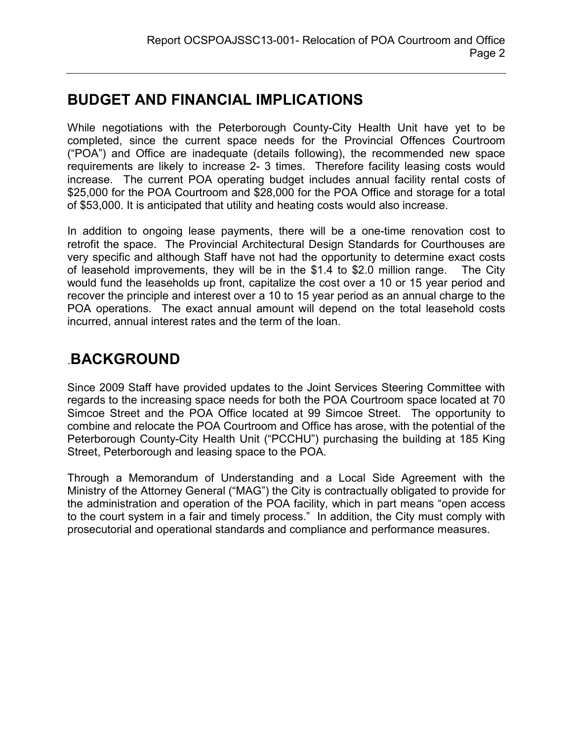## BUDGET AND FINANCIAL IMPLICATIONS

While negotiations with the Peterborough County-City Health Unit have yet to be completed, since the current space needs for the Provincial Offences Courtroom ("POA") and Office are inadequate (details following), the recommended new space requirements are likely to increase 2- 3 times. Therefore facility leasing costs would increase. The current POA operating budget includes annual facility rental costs of $25,000 for the POA Courtroom and $28,000 for the POA Office and storage for a total of $53,000. It is anticipated that utility and heating costs would also increase.

In addition to ongoing lease payments, there will be a one-time renovation cost to retrofit the space. The Provincial Architectural Design Standards for Courthouses are very specific and although Staff have not had the opportunity to determine exact costs of leasehold improvements, they will be in the $1.4 to $2.0 million range. The City would fund the leaseholds up front, capitalize the cost over a 10 or 15 year period and recover the principle and interest over a 10 to 15 year period as an annual charge to the POA operations. The exact annual amount will depend on the total leasehold costs incurred, annual interest rates and the term of the loan.

## .BACKGROUND

Since 2009 Staff have provided updates to the Joint Services Steering Committee with regards to the increasing space needs for both the POA Courtroom space located at 70 Simcoe Street and the POA Office located at 99 Simcoe Street. The opportunity to combine and relocate the POA Courtroom and Office has arose, with the potential of the Peterborough County-City Health Unit ("PCCHU") purchasing the building at 185 King Street, Peterborough and leasing space to the POA.

Through a Memorandum of Understanding and a Local Side Agreement with the Ministry of the Attorney General ("MAG") the City is contractually obligated to provide for the administration and operation of the POA facility, which in part means "open access to the court system in a fair and timely process." In addition, the City must comply with prosecutorial and operational standards and compliance and performance measures.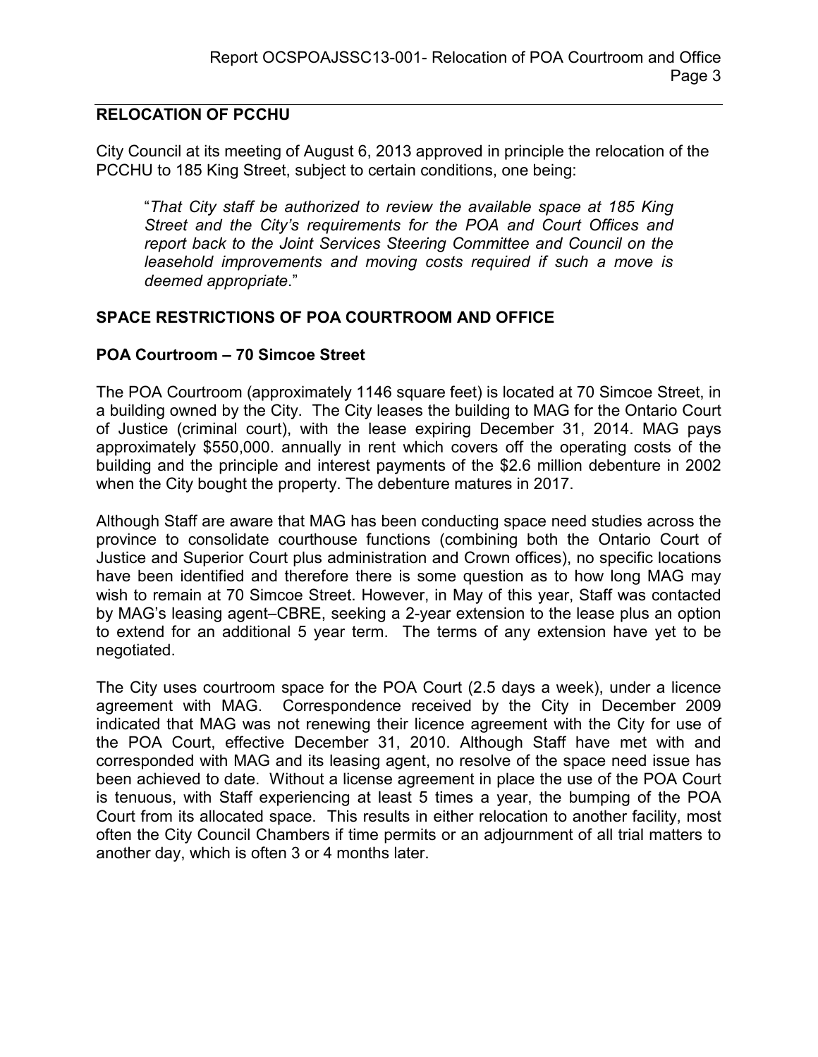## RELOCATION OF PCCHU

City Council at its meeting of August 6, 2013 approved in principle the relocation of the PCCHU to 185 King Street, subject to certain conditions, one being:

> "*That City staff be authorized to review the available space at 185 King Street and the City's requirements for the POA and Court Offices and report back to the Joint Services Steering Committee and Council on the leasehold improvements and moving costs required if such a move is deemed appropriate*."

## SPACE RESTRICTIONS OF POA COURTROOM AND OFFICE

### POA Courtroom – 70 Simcoe Street

The POA Courtroom (approximately 1146 square feet) is located at 70 Simcoe Street, in a building owned by the City. The City leases the building to MAG for the Ontario Court of Justice (criminal court), with the lease expiring December 31, 2014. MAG pays approximately $550,000. annually in rent which covers off the operating costs of the building and the principle and interest payments of the $2.6 million debenture in 2002 when the City bought the property. The debenture matures in 2017.

Although Staff are aware that MAG has been conducting space need studies across the province to consolidate courthouse functions (combining both the Ontario Court of Justice and Superior Court plus administration and Crown offices), no specific locations have been identified and therefore there is some question as to how long MAG may wish to remain at 70 Simcoe Street. However, in May of this year, Staff was contacted by MAG's leasing agent–CBRE, seeking a 2-year extension to the lease plus an option to extend for an additional 5 year term. The terms of any extension have yet to be negotiated.

The City uses courtroom space for the POA Court (2.5 days a week), under a licence agreement with MAG. Correspondence received by the City in December 2009 indicated that MAG was not renewing their licence agreement with the City for use of the POA Court, effective December 31, 2010. Although Staff have met with and corresponded with MAG and its leasing agent, no resolve of the space need issue has been achieved to date. Without a license agreement in place the use of the POA Court is tenuous, with Staff experiencing at least 5 times a year, the bumping of the POA Court from its allocated space. This results in either relocation to another facility, most often the City Council Chambers if time permits or an adjournment of all trial matters to another day, which is often 3 or 4 months later.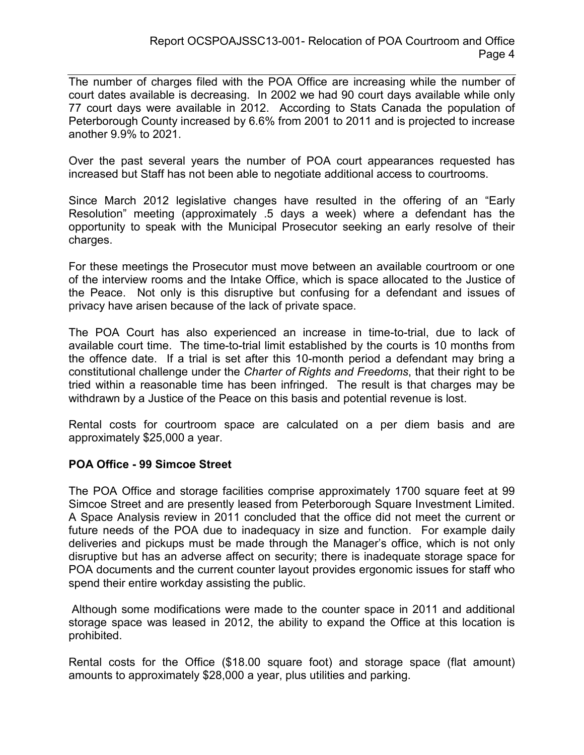The number of charges filed with the POA Office are increasing while the number of court dates available is decreasing. In 2002 we had 90 court days available while only 77 court days were available in 2012. According to Stats Canada the population of Peterborough County increased by 6.6% from 2001 to 2011 and is projected to increase another 9.9% to 2021.

Over the past several years the number of POA court appearances requested has increased but Staff has not been able to negotiate additional access to courtrooms.

Since March 2012 legislative changes have resulted in the offering of an "Early Resolution" meeting (approximately .5 days a week) where a defendant has the opportunity to speak with the Municipal Prosecutor seeking an early resolve of their charges.

For these meetings the Prosecutor must move between an available courtroom or one of the interview rooms and the Intake Office, which is space allocated to the Justice of the Peace. Not only is this disruptive but confusing for a defendant and issues of privacy have arisen because of the lack of private space.

The POA Court has also experienced an increase in time-to-trial, due to lack of available court time. The time-to-trial limit established by the courts is 10 months from the offence date. If a trial is set after this 10-month period a defendant may bring a constitutional challenge under the *Charter of Rights and Freedoms*, that their right to be tried within a reasonable time has been infringed. The result is that charges may be withdrawn by a Justice of the Peace on this basis and potential revenue is lost.

Rental costs for courtroom space are calculated on a per diem basis and are approximately $25,000 a year.

**POA Office - 99 Simcoe Street**

The POA Office and storage facilities comprise approximately 1700 square feet at 99 Simcoe Street and are presently leased from Peterborough Square Investment Limited. A Space Analysis review in 2011 concluded that the office did not meet the current or future needs of the POA due to inadequacy in size and function. For example daily deliveries and pickups must be made through the Manager's office, which is not only disruptive but has an adverse affect on security; there is inadequate storage space for POA documents and the current counter layout provides ergonomic issues for staff who spend their entire workday assisting the public.

Although some modifications were made to the counter space in 2011 and additional storage space was leased in 2012, the ability to expand the Office at this location is prohibited.

Rental costs for the Office ($18.00 square foot) and storage space (flat amount) amounts to approximately $28,000 a year, plus utilities and parking.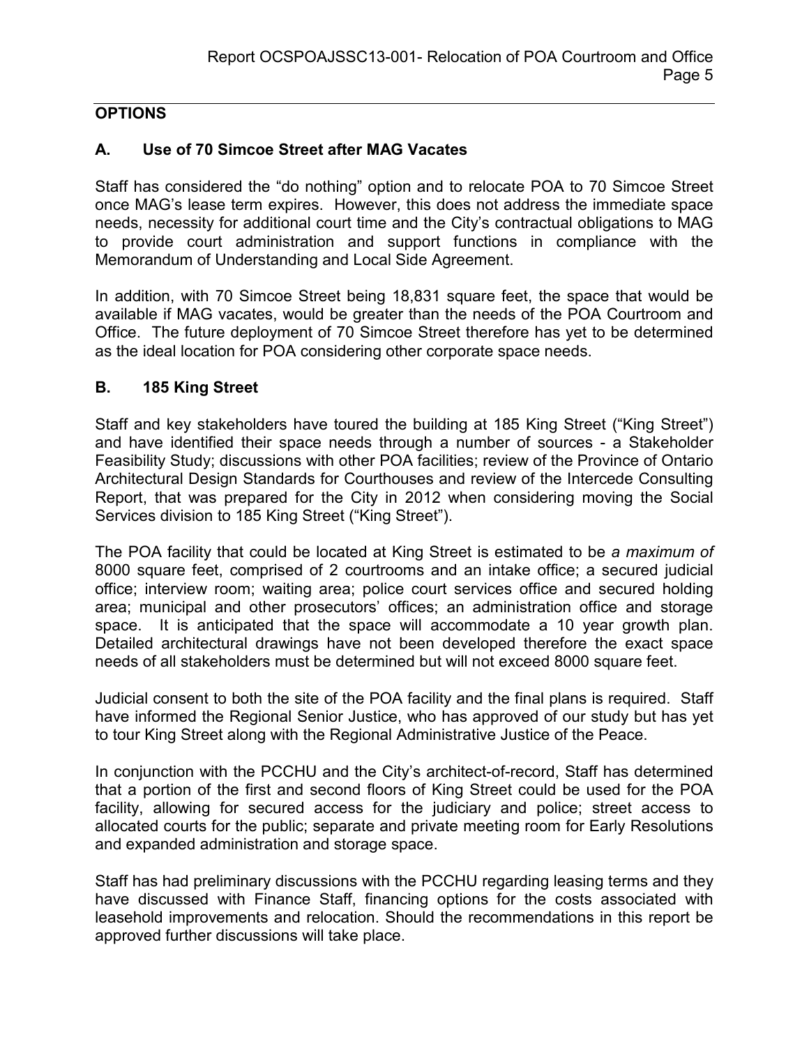## OPTIONS

### A. Use of 70 Simcoe Street after MAG Vacates

Staff has considered the "do nothing" option and to relocate POA to 70 Simcoe Street once MAG's lease term expires. However, this does not address the immediate space needs, necessity for additional court time and the City's contractual obligations to MAG to provide court administration and support functions in compliance with the Memorandum of Understanding and Local Side Agreement.

In addition, with 70 Simcoe Street being 18,831 square feet, the space that would be available if MAG vacates, would be greater than the needs of the POA Courtroom and Office. The future deployment of 70 Simcoe Street therefore has yet to be determined as the ideal location for POA considering other corporate space needs.

### B. 185 King Street

Staff and key stakeholders have toured the building at 185 King Street ("King Street") and have identified their space needs through a number of sources - a Stakeholder Feasibility Study; discussions with other POA facilities; review of the Province of Ontario Architectural Design Standards for Courthouses and review of the Intercede Consulting Report, that was prepared for the City in 2012 when considering moving the Social Services division to 185 King Street ("King Street").

The POA facility that could be located at King Street is estimated to be *a maximum of* 8000 square feet, comprised of 2 courtrooms and an intake office; a secured judicial office; interview room; waiting area; police court services office and secured holding area; municipal and other prosecutors' offices; an administration office and storage space. It is anticipated that the space will accommodate a 10 year growth plan. Detailed architectural drawings have not been developed therefore the exact space needs of all stakeholders must be determined but will not exceed 8000 square feet.

Judicial consent to both the site of the POA facility and the final plans is required. Staff have informed the Regional Senior Justice, who has approved of our study but has yet to tour King Street along with the Regional Administrative Justice of the Peace.

In conjunction with the PCCHU and the City's architect-of-record, Staff has determined that a portion of the first and second floors of King Street could be used for the POA facility, allowing for secured access for the judiciary and police; street access to allocated courts for the public; separate and private meeting room for Early Resolutions and expanded administration and storage space.

Staff has had preliminary discussions with the PCCHU regarding leasing terms and they have discussed with Finance Staff, financing options for the costs associated with leasehold improvements and relocation. Should the recommendations in this report be approved further discussions will take place.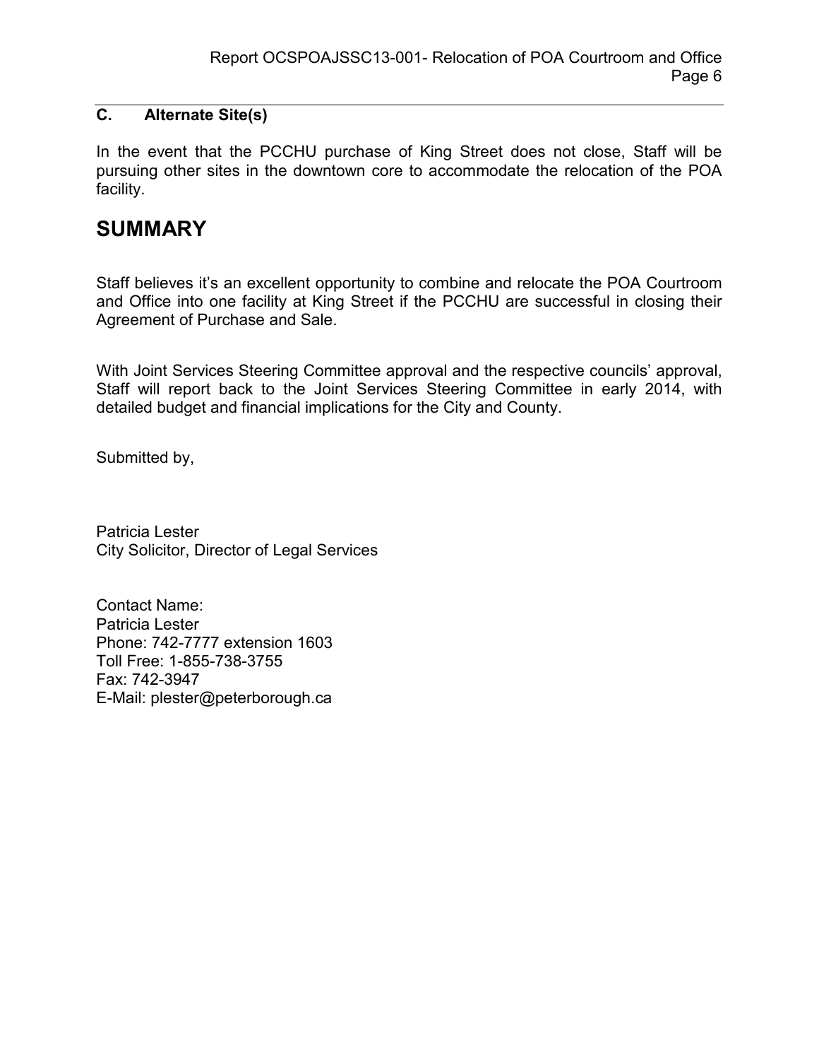### C. Alternate Site(s)

In the event that the PCCHU purchase of King Street does not close, Staff will be pursuing other sites in the downtown core to accommodate the relocation of the POA facility.

## SUMMARY

Staff believes it's an excellent opportunity to combine and relocate the POA Courtroom and Office into one facility at King Street if the PCCHU are successful in closing their Agreement of Purchase and Sale.

With Joint Services Steering Committee approval and the respective councils' approval, Staff will report back to the Joint Services Steering Committee in early 2014, with detailed budget and financial implications for the City and County.

Submitted by,

Patricia Lester
City Solicitor, Director of Legal Services

Contact Name:
Patricia Lester
Phone: 742-7777 extension 1603
Toll Free: 1-855-738-3755
Fax: 742-3947
E-Mail: plester@peterborough.ca